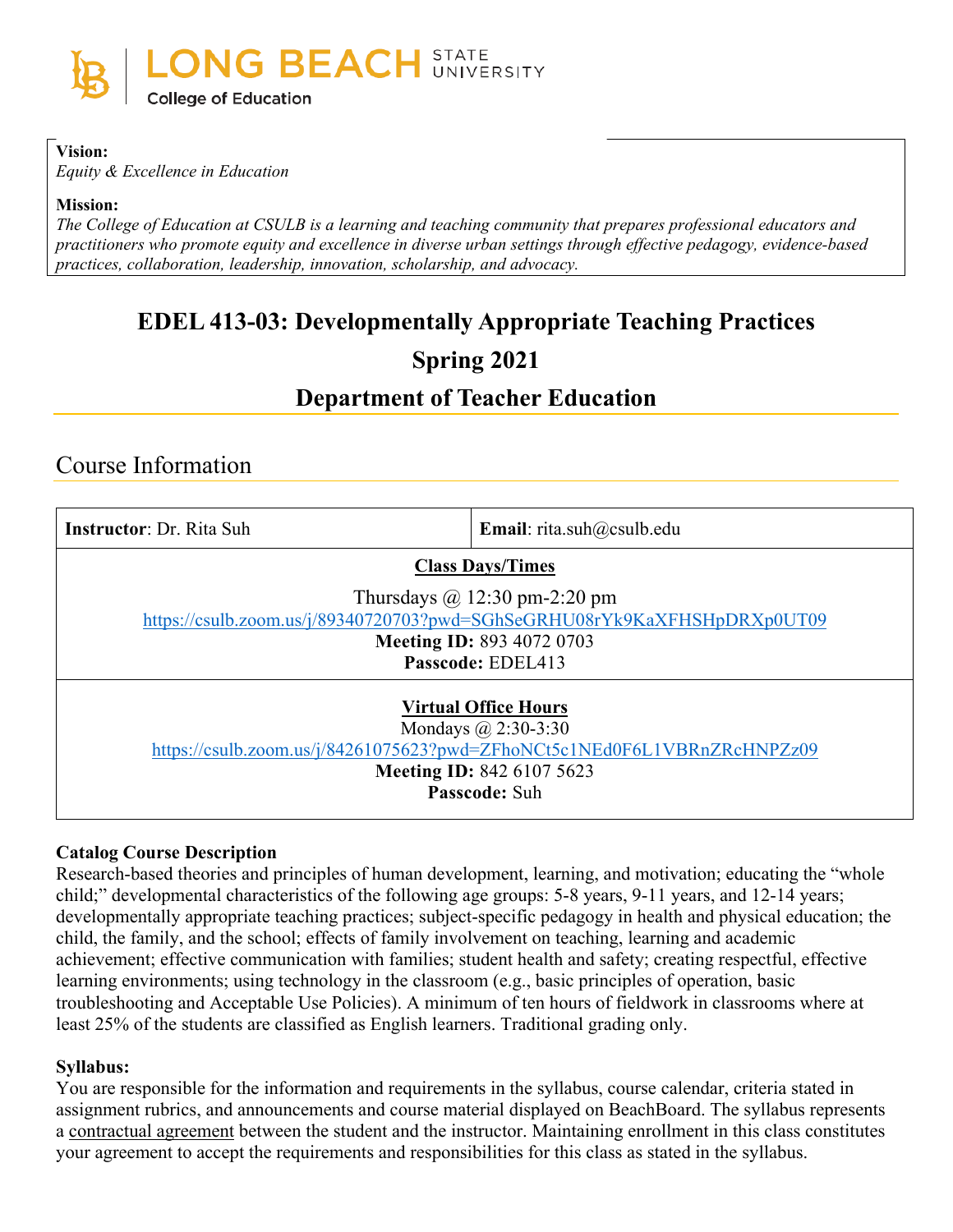LONG BEACH STATE UNIVERSITY
College of Education

**Vision:**
*Equity & Excellence in Education*

**Mission:**
*The College of Education at CSULB is a learning and teaching community that prepares professional educators and practitioners who promote equity and excellence in diverse urban settings through effective pedagogy, evidence-based practices, collaboration, leadership, innovation, scholarship, and advocacy.*

# EDEL 413-03: Developmentally Appropriate Teaching Practices

## Spring 2021

## Department of Teacher Education

## Course Information

| **Instructor**: Dr. Rita Suh | **Email**: rita.suh@csulb.edu |
|---|---|
| **Class Days/Times**<br>Thursdays @ 12:30 pm-2:20 pm<br>https://csulb.zoom.us/j/89340720703?pwd=SGhSeGRHU08rYk9KaXFHSHpDRXp0UT09<br>**Meeting ID:** 893 4072 0703<br>**Passcode:** EDEL413 | |
| **Virtual Office Hours**<br>Mondays @ 2:30-3:30<br>https://csulb.zoom.us/j/84261075623?pwd=ZFhoNCt5c1NEd0F6L1VBRnZRcHNPZz09<br>**Meeting ID:** 842 6107 5623<br>**Passcode:** Suh | |

**Catalog Course Description**
Research-based theories and principles of human development, learning, and motivation; educating the "whole child;" developmental characteristics of the following age groups: 5-8 years, 9-11 years, and 12-14 years; developmentally appropriate teaching practices; subject-specific pedagogy in health and physical education; the child, the family, and the school; effects of family involvement on teaching, learning and academic achievement; effective communication with families; student health and safety; creating respectful, effective learning environments; using technology in the classroom (e.g., basic principles of operation, basic troubleshooting and Acceptable Use Policies). A minimum of ten hours of fieldwork in classrooms where at least 25% of the students are classified as English learners. Traditional grading only.

**Syllabus:**
You are responsible for the information and requirements in the syllabus, course calendar, criteria stated in assignment rubrics, and announcements and course material displayed on BeachBoard. The syllabus represents a contractual agreement between the student and the instructor. Maintaining enrollment in this class constitutes your agreement to accept the requirements and responsibilities for this class as stated in the syllabus.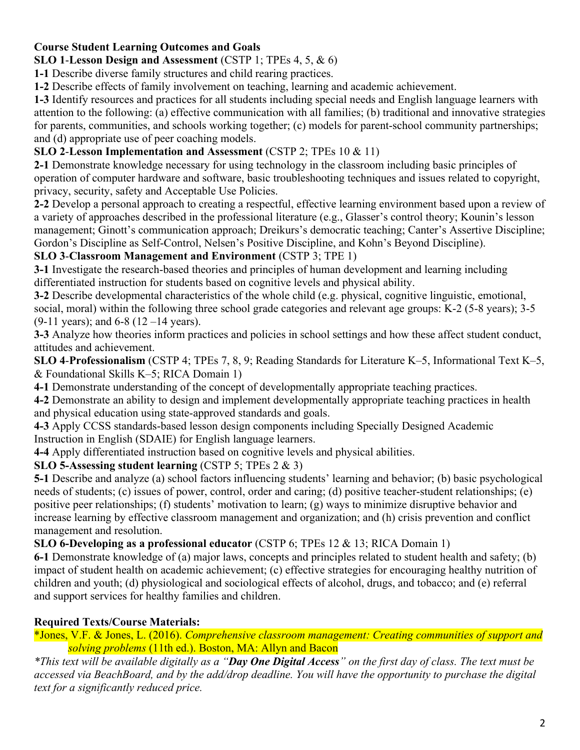**Course Student Learning Outcomes and Goals**

**SLO 1**-**Lesson Design and Assessment** (CSTP 1; TPEs 4, 5, & 6)

**1-1** Describe diverse family structures and child rearing practices.

**1-2** Describe effects of family involvement on teaching, learning and academic achievement.

**1-3** Identify resources and practices for all students including special needs and English language learners with attention to the following: (a) effective communication with all families; (b) traditional and innovative strategies for parents, communities, and schools working together; (c) models for parent-school community partnerships; and (d) appropriate use of peer coaching models.

**SLO 2**-**Lesson Implementation and Assessment** (CSTP 2; TPEs 10 & 11)

**2-1** Demonstrate knowledge necessary for using technology in the classroom including basic principles of operation of computer hardware and software, basic troubleshooting techniques and issues related to copyright, privacy, security, safety and Acceptable Use Policies.

**2-2** Develop a personal approach to creating a respectful, effective learning environment based upon a review of a variety of approaches described in the professional literature (e.g., Glasser's control theory; Kounin's lesson management; Ginott's communication approach; Dreikurs's democratic teaching; Canter's Assertive Discipline; Gordon's Discipline as Self-Control, Nelsen's Positive Discipline, and Kohn's Beyond Discipline).

**SLO 3**-**Classroom Management and Environment** (CSTP 3; TPE 1)

**3-1** Investigate the research-based theories and principles of human development and learning including differentiated instruction for students based on cognitive levels and physical ability.

**3-2** Describe developmental characteristics of the whole child (e.g. physical, cognitive linguistic, emotional, social, moral) within the following three school grade categories and relevant age groups: K-2 (5-8 years); 3-5 (9-11 years); and 6-8 (12 –14 years).

**3-3** Analyze how theories inform practices and policies in school settings and how these affect student conduct, attitudes and achievement.

**SLO 4**-**Professionalism** (CSTP 4; TPEs 7, 8, 9; Reading Standards for Literature K–5, Informational Text K–5, & Foundational Skills K–5; RICA Domain 1)

**4-1** Demonstrate understanding of the concept of developmentally appropriate teaching practices.

**4-2** Demonstrate an ability to design and implement developmentally appropriate teaching practices in health and physical education using state-approved standards and goals.

**4-3** Apply CCSS standards-based lesson design components including Specially Designed Academic Instruction in English (SDAIE) for English language learners.

**4-4** Apply differentiated instruction based on cognitive levels and physical abilities.

**SLO 5-Assessing student learning** (CSTP 5; TPEs 2 & 3)

**5-1** Describe and analyze (a) school factors influencing students' learning and behavior; (b) basic psychological needs of students; (c) issues of power, control, order and caring; (d) positive teacher-student relationships; (e) positive peer relationships; (f) students' motivation to learn; (g) ways to minimize disruptive behavior and increase learning by effective classroom management and organization; and (h) crisis prevention and conflict management and resolution.

**SLO 6-Developing as a professional educator** (CSTP 6; TPEs 12 & 13; RICA Domain 1)

**6-1** Demonstrate knowledge of (a) major laws, concepts and principles related to student health and safety; (b) impact of student health on academic achievement; (c) effective strategies for encouraging healthy nutrition of children and youth; (d) physiological and sociological effects of alcohol, drugs, and tobacco; and (e) referral and support services for healthy families and children.

**Required Texts/Course Materials:**

*Jones, V.F. & Jones, L. (2016). *Comprehensive classroom management: Creating communities of support and solving problems* (11th ed.). Boston, MA: Allyn and Bacon

**This text will be available digitally as a "**Day One Digital Access**" on the first day of class. The text must be accessed via BeachBoard, and by the add/drop deadline. You will have the opportunity to purchase the digital text for a significantly reduced price.*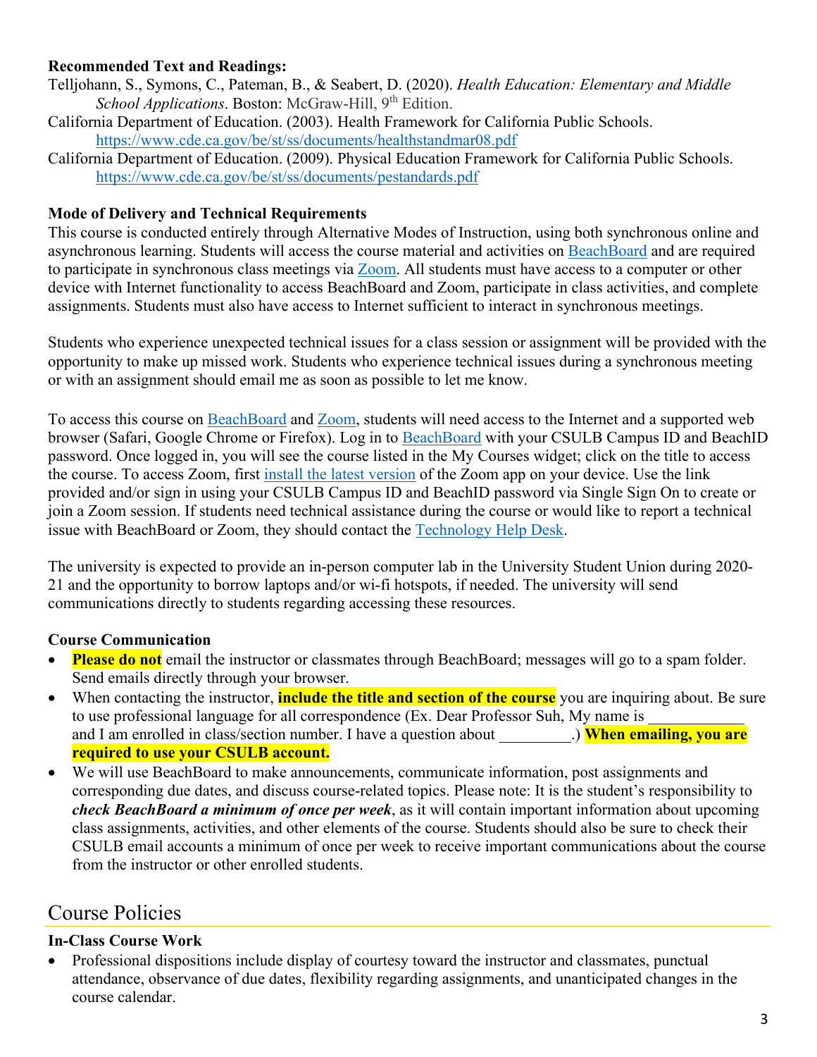**Recommended Text and Readings:**

Telljohann, S., Symons, C., Pateman, B., & Seabert, D. (2020). *Health Education: Elementary and Middle School Applications*. Boston: McGraw-Hill, 9th Edition.

California Department of Education. (2003). Health Framework for California Public Schools. https://www.cde.ca.gov/be/st/ss/documents/healthstandmar08.pdf

California Department of Education. (2009). Physical Education Framework for California Public Schools. https://www.cde.ca.gov/be/st/ss/documents/pestandards.pdf

**Mode of Delivery and Technical Requirements**

This course is conducted entirely through Alternative Modes of Instruction, using both synchronous online and asynchronous learning. Students will access the course material and activities on BeachBoard and are required to participate in synchronous class meetings via Zoom. All students must have access to a computer or other device with Internet functionality to access BeachBoard and Zoom, participate in class activities, and complete assignments. Students must also have access to Internet sufficient to interact in synchronous meetings.

Students who experience unexpected technical issues for a class session or assignment will be provided with the opportunity to make up missed work. Students who experience technical issues during a synchronous meeting or with an assignment should email me as soon as possible to let me know.

To access this course on BeachBoard and Zoom, students will need access to the Internet and a supported web browser (Safari, Google Chrome or Firefox). Log in to BeachBoard with your CSULB Campus ID and BeachID password. Once logged in, you will see the course listed in the My Courses widget; click on the title to access the course. To access Zoom, first install the latest version of the Zoom app on your device. Use the link provided and/or sign in using your CSULB Campus ID and BeachID password via Single Sign On to create or join a Zoom session. If students need technical assistance during the course or would like to report a technical issue with BeachBoard or Zoom, they should contact the Technology Help Desk.

The university is expected to provide an in-person computer lab in the University Student Union during 2020-21 and the opportunity to borrow laptops and/or wi-fi hotspots, if needed. The university will send communications directly to students regarding accessing these resources.

**Course Communication**

- **Please do not** email the instructor or classmates through BeachBoard; messages will go to a spam folder. Send emails directly through your browser.
- When contacting the instructor, **include the title and section of the course** you are inquiring about. Be sure to use professional language for all correspondence (Ex. Dear Professor Suh, My name is ____________ and I am enrolled in class/section number. I have a question about _________.) **When emailing, you are required to use your CSULB account.**
- We will use BeachBoard to make announcements, communicate information, post assignments and corresponding due dates, and discuss course-related topics. Please note: It is the student's responsibility to ***check BeachBoard a minimum of once per week***, as it will contain important information about upcoming class assignments, activities, and other elements of the course. Students should also be sure to check their CSULB email accounts a minimum of once per week to receive important communications about the course from the instructor or other enrolled students.

# Course Policies

**In-Class Course Work**

- Professional dispositions include display of courtesy toward the instructor and classmates, punctual attendance, observance of due dates, flexibility regarding assignments, and unanticipated changes in the course calendar.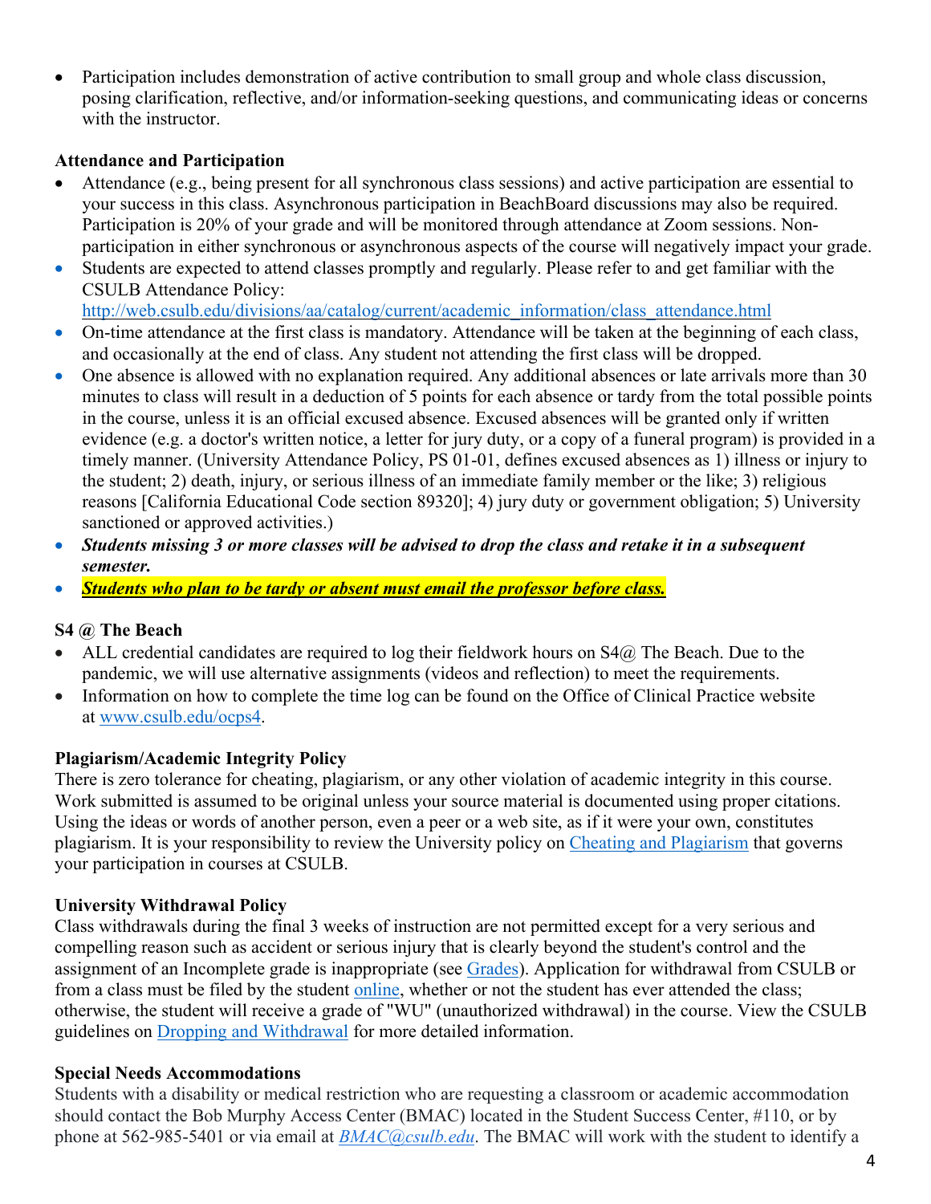- Participation includes demonstration of active contribution to small group and whole class discussion, posing clarification, reflective, and/or information-seeking questions, and communicating ideas or concerns with the instructor.

**Attendance and Participation**

- Attendance (e.g., being present for all synchronous class sessions) and active participation are essential to your success in this class. Asynchronous participation in BeachBoard discussions may also be required. Participation is 20% of your grade and will be monitored through attendance at Zoom sessions. Non-participation in either synchronous or asynchronous aspects of the course will negatively impact your grade.
- Students are expected to attend classes promptly and regularly. Please refer to and get familiar with the CSULB Attendance Policy: http://web.csulb.edu/divisions/aa/catalog/current/academic_information/class_attendance.html
- On-time attendance at the first class is mandatory. Attendance will be taken at the beginning of each class, and occasionally at the end of class. Any student not attending the first class will be dropped.
- One absence is allowed with no explanation required. Any additional absences or late arrivals more than 30 minutes to class will result in a deduction of 5 points for each absence or tardy from the total possible points in the course, unless it is an official excused absence. Excused absences will be granted only if written evidence (e.g. a doctor's written notice, a letter for jury duty, or a copy of a funeral program) is provided in a timely manner. (University Attendance Policy, PS 01-01, defines excused absences as 1) illness or injury to the student; 2) death, injury, or serious illness of an immediate family member or the like; 3) religious reasons [California Educational Code section 89320]; 4) jury duty or government obligation; 5) University sanctioned or approved activities.)
- ***Students missing 3 or more classes will be advised to drop the class and retake it in a subsequent semester.***
- ***Students who plan to be tardy or absent must email the professor before class.***

**S4 @ The Beach**

- ALL credential candidates are required to log their fieldwork hours on S4@ The Beach. Due to the pandemic, we will use alternative assignments (videos and reflection) to meet the requirements.
- Information on how to complete the time log can be found on the Office of Clinical Practice website at www.csulb.edu/ocps4.

**Plagiarism/Academic Integrity Policy**

There is zero tolerance for cheating, plagiarism, or any other violation of academic integrity in this course. Work submitted is assumed to be original unless your source material is documented using proper citations. Using the ideas or words of another person, even a peer or a web site, as if it were your own, constitutes plagiarism. It is your responsibility to review the University policy on Cheating and Plagiarism that governs your participation in courses at CSULB.

**University Withdrawal Policy**

Class withdrawals during the final 3 weeks of instruction are not permitted except for a very serious and compelling reason such as accident or serious injury that is clearly beyond the student's control and the assignment of an Incomplete grade is inappropriate (see Grades). Application for withdrawal from CSULB or from a class must be filed by the student online, whether or not the student has ever attended the class; otherwise, the student will receive a grade of "WU" (unauthorized withdrawal) in the course. View the CSULB guidelines on Dropping and Withdrawal for more detailed information.

**Special Needs Accommodations**

Students with a disability or medical restriction who are requesting a classroom or academic accommodation should contact the Bob Murphy Access Center (BMAC) located in the Student Success Center, #110, or by phone at 562-985-5401 or via email at *BMAC@csulb.edu*. The BMAC will work with the student to identify a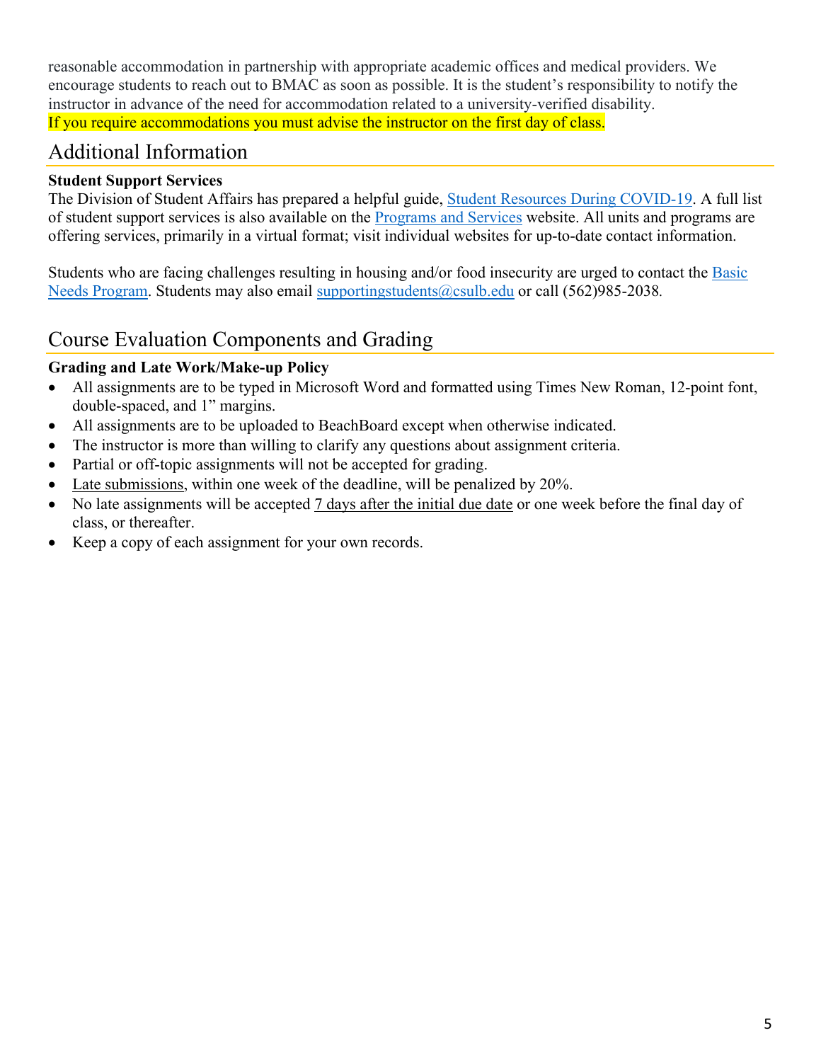reasonable accommodation in partnership with appropriate academic offices and medical providers. We encourage students to reach out to BMAC as soon as possible. It is the student's responsibility to notify the instructor in advance of the need for accommodation related to a university-verified disability.
If you require accommodations you must advise the instructor on the first day of class.

## Additional Information

**Student Support Services**
The Division of Student Affairs has prepared a helpful guide, Student Resources During COVID-19. A full list of student support services is also available on the Programs and Services website. All units and programs are offering services, primarily in a virtual format; visit individual websites for up-to-date contact information.

Students who are facing challenges resulting in housing and/or food insecurity are urged to contact the Basic Needs Program. Students may also email supportingstudents@csulb.edu or call (562)985-2038.

## Course Evaluation Components and Grading

**Grading and Late Work/Make-up Policy**

- All assignments are to be typed in Microsoft Word and formatted using Times New Roman, 12-point font, double-spaced, and 1" margins.
- All assignments are to be uploaded to BeachBoard except when otherwise indicated.
- The instructor is more than willing to clarify any questions about assignment criteria.
- Partial or off-topic assignments will not be accepted for grading.
- Late submissions, within one week of the deadline, will be penalized by 20%.
- No late assignments will be accepted 7 days after the initial due date or one week before the final day of class, or thereafter.
- Keep a copy of each assignment for your own records.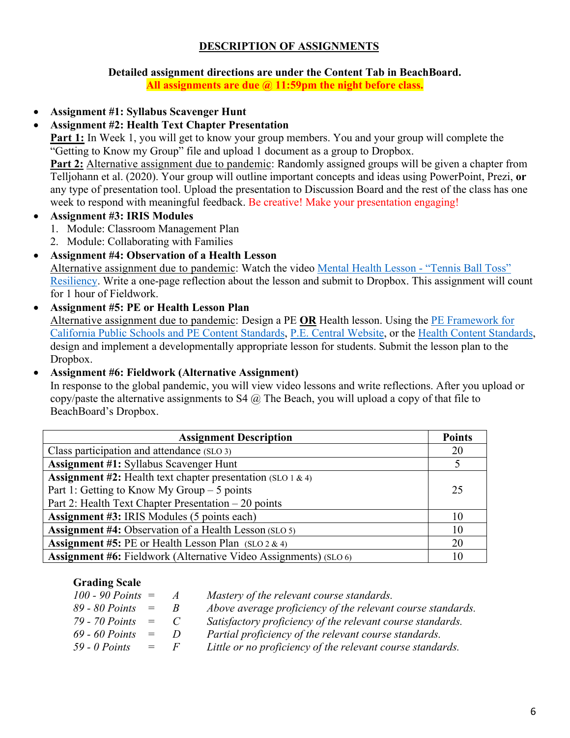## DESCRIPTION OF ASSIGNMENTS

**Detailed assignment directions are under the Content Tab in BeachBoard.**
**All assignments are due @ 11:59pm the night before class.**

- **Assignment #1: Syllabus Scavenger Hunt**
- **Assignment #2: Health Text Chapter Presentation**
  **Part 1:** In Week 1, you will get to know your group members. You and your group will complete the "Getting to Know my Group" file and upload 1 document as a group to Dropbox.
  **Part 2:** Alternative assignment due to pandemic: Randomly assigned groups will be given a chapter from Telljohann et al. (2020). Your group will outline important concepts and ideas using PowerPoint, Prezi, **or** any type of presentation tool. Upload the presentation to Discussion Board and the rest of the class has one week to respond with meaningful feedback. Be creative! Make your presentation engaging!
- **Assignment #3: IRIS Modules**
  1. Module: Classroom Management Plan
  2. Module: Collaborating with Families
- **Assignment #4: Observation of a Health Lesson**
  Alternative assignment due to pandemic: Watch the video Mental Health Lesson - "Tennis Ball Toss" Resiliency. Write a one-page reflection about the lesson and submit to Dropbox. This assignment will count for 1 hour of Fieldwork.
- **Assignment #5: PE or Health Lesson Plan**
  Alternative assignment due to pandemic: Design a PE **OR** Health lesson. Using the PE Framework for California Public Schools and PE Content Standards, P.E. Central Website, or the Health Content Standards, design and implement a developmentally appropriate lesson for students. Submit the lesson plan to the Dropbox.
- **Assignment #6: Fieldwork (Alternative Assignment)**
  In response to the global pandemic, you will view video lessons and write reflections. After you upload or copy/paste the alternative assignments to S4 @ The Beach, you will upload a copy of that file to BeachBoard's Dropbox.

| Assignment Description | Points |
|---|---|
| Class participation and attendance (SLO 3) | 20 |
| **Assignment #1:** Syllabus Scavenger Hunt | 5 |
| **Assignment #2:** Health text chapter presentation (SLO 1 & 4)<br>Part 1: Getting to Know My Group – 5 points<br>Part 2: Health Text Chapter Presentation – 20 points | 25 |
| **Assignment #3:** IRIS Modules (5 points each) | 10 |
| **Assignment #4:** Observation of a Health Lesson (SLO 5) | 10 |
| **Assignment #5:** PE or Health Lesson Plan (SLO 2 & 4) | 20 |
| **Assignment #6:** Fieldwork (Alternative Video Assignments) (SLO 6) | 10 |

**Grading Scale**

| | | | |
|---|---|---|---|
| *100 - 90 Points* | = | *A* | *Mastery of the relevant course standards.* |
| *89 - 80 Points* | = | *B* | *Above average proficiency of the relevant course standards.* |
| *79 - 70 Points* | = | *C* | *Satisfactory proficiency of the relevant course standards.* |
| *69 - 60 Points* | = | *D* | *Partial proficiency of the relevant course standards.* |
| *59 - 0 Points* | = | *F* | *Little or no proficiency of the relevant course standards.* |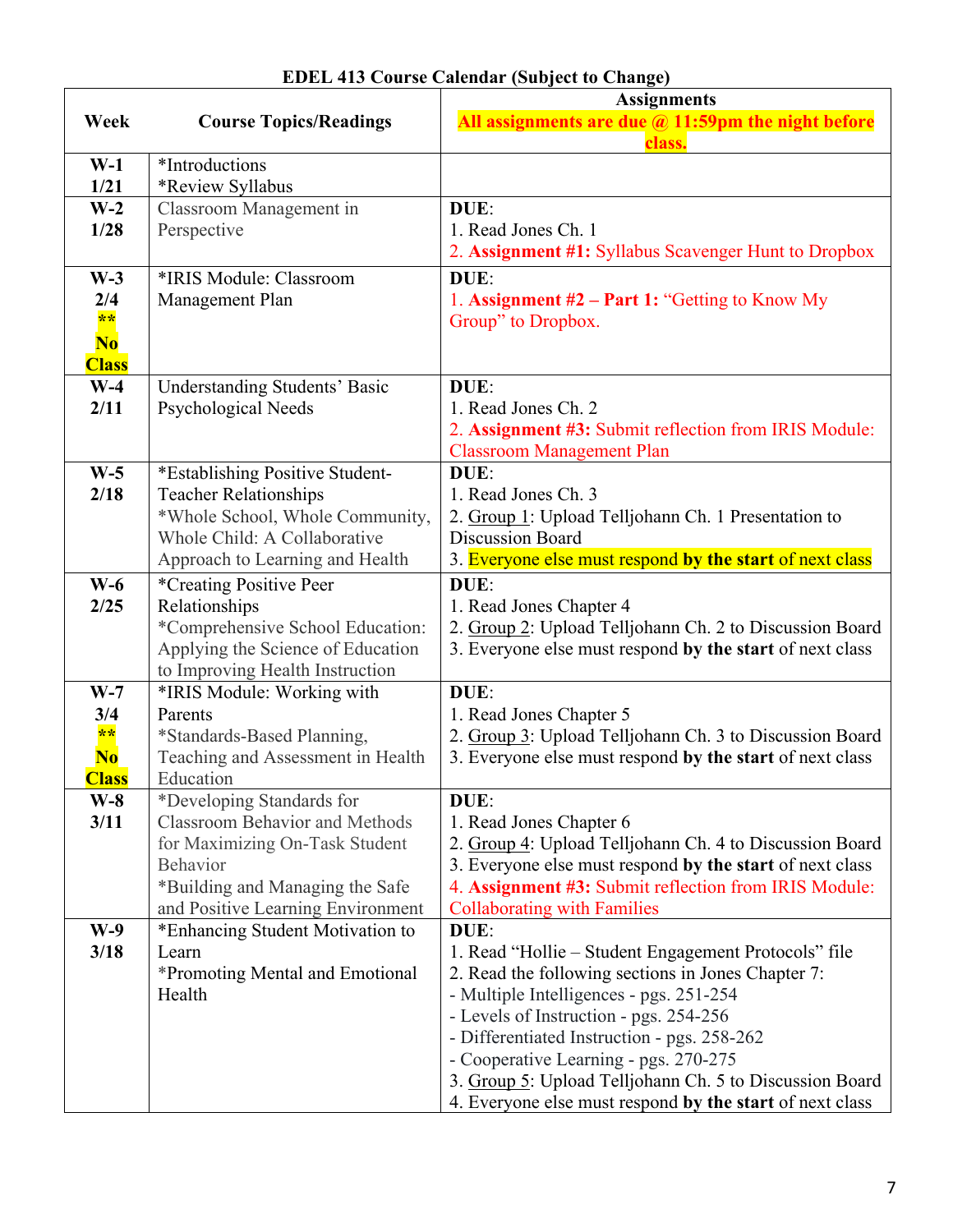**EDEL 413 Course Calendar (Subject to Change)**

| Week | Course Topics/Readings | Assignments<br>**All assignments are due @ 11:59pm the night before class.** |
|---|---|---|
| **W-1**<br>**1/21** | *Introductions<br>*Review Syllabus | |
| **W-2**<br>**1/28** | Classroom Management in Perspective | **DUE**:<br>1. Read Jones Ch. 1<br>2. **Assignment #1:** Syllabus Scavenger Hunt to Dropbox |
| **W-3**<br>**2/4**<br>**\*\***<br>**No Class** | *IRIS Module: Classroom Management Plan | **DUE**:<br>1. **Assignment #2 – Part 1:** "Getting to Know My Group" to Dropbox. |
| **W-4**<br>**2/11** | Understanding Students' Basic Psychological Needs | **DUE**:<br>1. Read Jones Ch. 2<br>2. **Assignment #3:** Submit reflection from IRIS Module: Classroom Management Plan |
| **W-5**<br>**2/18** | *Establishing Positive Student-Teacher Relationships<br>*Whole School, Whole Community, Whole Child: A Collaborative Approach to Learning and Health | **DUE**:<br>1. Read Jones Ch. 3<br>2. Group 1: Upload Telljohann Ch. 1 Presentation to Discussion Board<br>3. Everyone else must respond **by the start** of next class |
| **W-6**<br>**2/25** | *Creating Positive Peer Relationships<br>*Comprehensive School Education: Applying the Science of Education to Improving Health Instruction | **DUE**:<br>1. Read Jones Chapter 4<br>2. Group 2: Upload Telljohann Ch. 2 to Discussion Board<br>3. Everyone else must respond **by the start** of next class |
| **W-7**<br>**3/4**<br>**\*\***<br>**No Class** | *IRIS Module: Working with Parents<br>*Standards-Based Planning, Teaching and Assessment in Health Education | **DUE**:<br>1. Read Jones Chapter 5<br>2. Group 3: Upload Telljohann Ch. 3 to Discussion Board<br>3. Everyone else must respond **by the start** of next class |
| **W-8**<br>**3/11** | *Developing Standards for Classroom Behavior and Methods for Maximizing On-Task Student Behavior<br>*Building and Managing the Safe and Positive Learning Environment | **DUE**:<br>1. Read Jones Chapter 6<br>2. Group 4: Upload Telljohann Ch. 4 to Discussion Board<br>3. Everyone else must respond **by the start** of next class<br>4. **Assignment #3:** Submit reflection from IRIS Module: Collaborating with Families |
| **W-9**<br>**3/18** | *Enhancing Student Motivation to Learn<br>*Promoting Mental and Emotional Health | **DUE**:<br>1. Read "Hollie – Student Engagement Protocols" file<br>2. Read the following sections in Jones Chapter 7:<br>- Multiple Intelligences - pgs. 251-254<br>- Levels of Instruction - pgs. 254-256<br>- Differentiated Instruction - pgs. 258-262<br>- Cooperative Learning - pgs. 270-275<br>3. Group 5: Upload Telljohann Ch. 5 to Discussion Board<br>4. Everyone else must respond **by the start** of next class |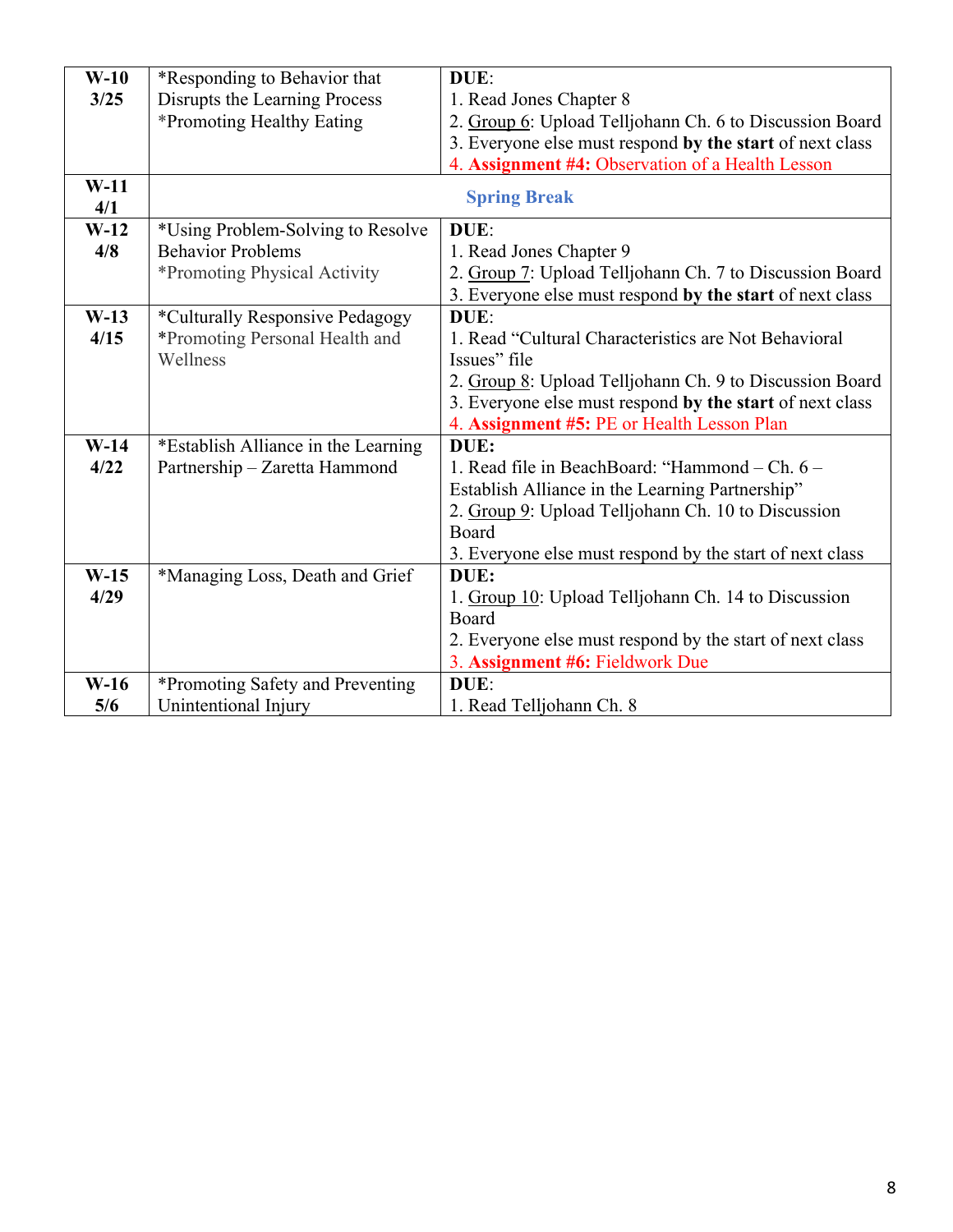| | | |
|---|---|---|
| **W-10**<br>**3/25** | *Responding to Behavior that Disrupts the Learning Process<br>*Promoting Healthy Eating | **DUE**:<br>1. Read Jones Chapter 8<br>2. Group 6: Upload Telljohann Ch. 6 to Discussion Board<br>3. Everyone else must respond **by the start** of next class<br>4. **Assignment #4:** Observation of a Health Lesson |
| **W-11**<br>**4/1** | **Spring Break** | |
| **W-12**<br>**4/8** | *Using Problem-Solving to Resolve Behavior Problems<br>*Promoting Physical Activity | **DUE**:<br>1. Read Jones Chapter 9<br>2. Group 7: Upload Telljohann Ch. 7 to Discussion Board<br>3. Everyone else must respond **by the start** of next class |
| **W-13**<br>**4/15** | *Culturally Responsive Pedagogy<br>*Promoting Personal Health and Wellness | **DUE**:<br>1. Read "Cultural Characteristics are Not Behavioral Issues" file<br>2. Group 8: Upload Telljohann Ch. 9 to Discussion Board<br>3. Everyone else must respond **by the start** of next class<br>4. **Assignment #5:** PE or Health Lesson Plan |
| **W-14**<br>**4/22** | *Establish Alliance in the Learning Partnership – Zaretta Hammond | **DUE:**<br>1. Read file in BeachBoard: "Hammond – Ch. 6 – Establish Alliance in the Learning Partnership"<br>2. Group 9: Upload Telljohann Ch. 10 to Discussion Board<br>3. Everyone else must respond by the start of next class |
| **W-15**<br>**4/29** | *Managing Loss, Death and Grief | **DUE:**<br>1. Group 10: Upload Telljohann Ch. 14 to Discussion Board<br>2. Everyone else must respond by the start of next class<br>3. **Assignment #6:** Fieldwork Due |
| **W-16**<br>**5/6** | *Promoting Safety and Preventing Unintentional Injury | **DUE**:<br>1. Read Telljohann Ch. 8 |